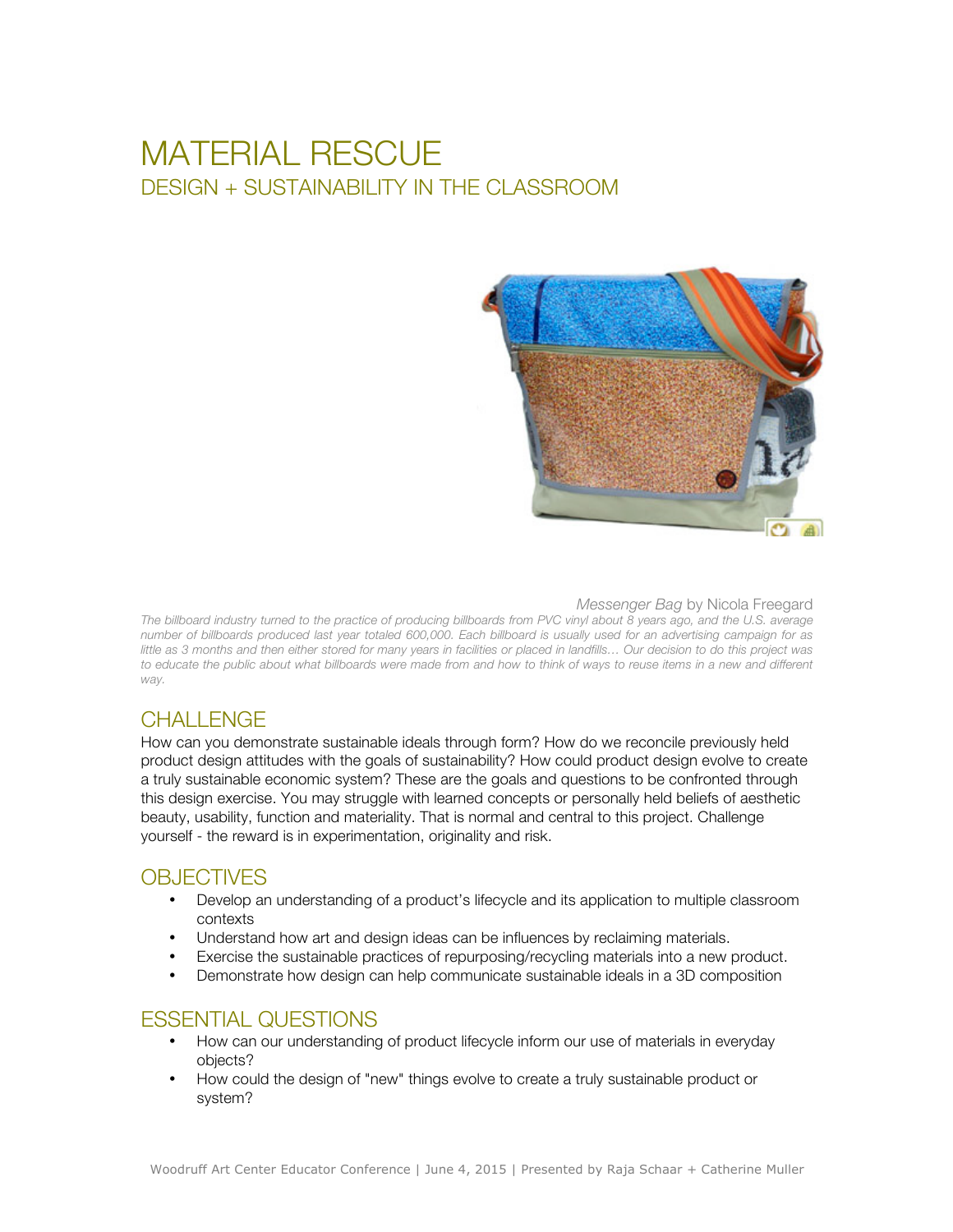# MATERIAL RESCUE

## DESIGN + SUSTAINABILITY IN THE CLASSROOM

*Messenger Bag* by Nicola Freegard

*The billboard industry turned to the practice of producing billboards from PVC vinyl about 8 years ago, and the U.S. average number of billboards produced last year totaled 600,000. Each billboard is usually used for an advertising campaign for as little as 3 months and then either stored for many years in facilities or placed in landfills… Our decision to do this project was to educate the public about what billboards were made from and how to think of ways to reuse items in a new and different way.*

## CHALLENGE

How can you demonstrate sustainable ideals through form? How do we reconcile previously held product design attitudes with the goals of sustainability? How could product design evolve to create a truly sustainable economic system? These are the goals and questions to be confronted through this design exercise. You may struggle with learned concepts or personally held beliefs of aesthetic beauty, usability, function and materiality. That is normal and central to this project. Challenge yourself - the reward is in experimentation, originality and risk.

## OBJECTIVES

- Develop an understanding of a product's lifecycle and its application to multiple classroom contexts
- Understand how art and design ideas can be influences by reclaiming materials.
- Exercise the sustainable practices of repurposing/recycling materials into a new product.
- Demonstrate how design can help communicate sustainable ideals in a 3D composition

## ESSENTIAL QUESTIONS

- How can our understanding of product lifecycle inform our use of materials in everyday objects?
- How could the design of "new" things evolve to create a truly sustainable product or system?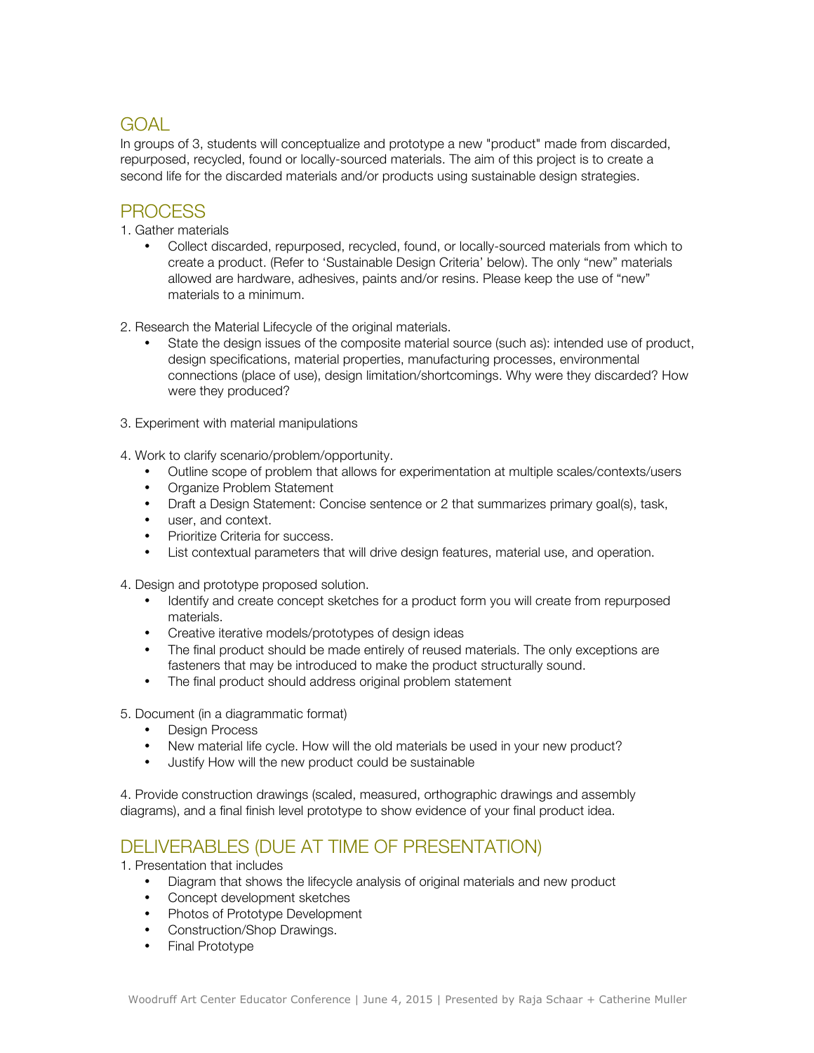## GOAL

In groups of 3, students will conceptualize and prototype a new "product" made from discarded, repurposed, recycled, found or locally-sourced materials. The aim of this project is to create a second life for the discarded materials and/or products using sustainable design strategies.

## PROCESS

1. Gather materials
    - Collect discarded, repurposed, recycled, found, or locally-sourced materials from which to create a product. (Refer to 'Sustainable Design Criteria' below). The only "new" materials allowed are hardware, adhesives, paints and/or resins. Please keep the use of "new" materials to a minimum.

2. Research the Material Lifecycle of the original materials.
    - State the design issues of the composite material source (such as): intended use of product, design specifications, material properties, manufacturing processes, environmental connections (place of use), design limitation/shortcomings. Why were they discarded? How were they produced?

3. Experiment with material manipulations

4. Work to clarify scenario/problem/opportunity.
    - Outline scope of problem that allows for experimentation at multiple scales/contexts/users
    - Organize Problem Statement
    - Draft a Design Statement: Concise sentence or 2 that summarizes primary goal(s), task,
    - user, and context.
    - Prioritize Criteria for success.
    - List contextual parameters that will drive design features, material use, and operation.

4. Design and prototype proposed solution.
    - Identify and create concept sketches for a product form you will create from repurposed materials.
    - Creative iterative models/prototypes of design ideas
    - The final product should be made entirely of reused materials. The only exceptions are fasteners that may be introduced to make the product structurally sound.
    - The final product should address original problem statement

5. Document (in a diagrammatic format)
    - Design Process
    - New material life cycle. How will the old materials be used in your new product?
    - Justify How will the new product could be sustainable

4. Provide construction drawings (scaled, measured, orthographic drawings and assembly diagrams), and a final finish level prototype to show evidence of your final product idea.

## DELIVERABLES (DUE AT TIME OF PRESENTATION)

1. Presentation that includes
    - Diagram that shows the lifecycle analysis of original materials and new product
    - Concept development sketches
    - Photos of Prototype Development
    - Construction/Shop Drawings.
    - Final Prototype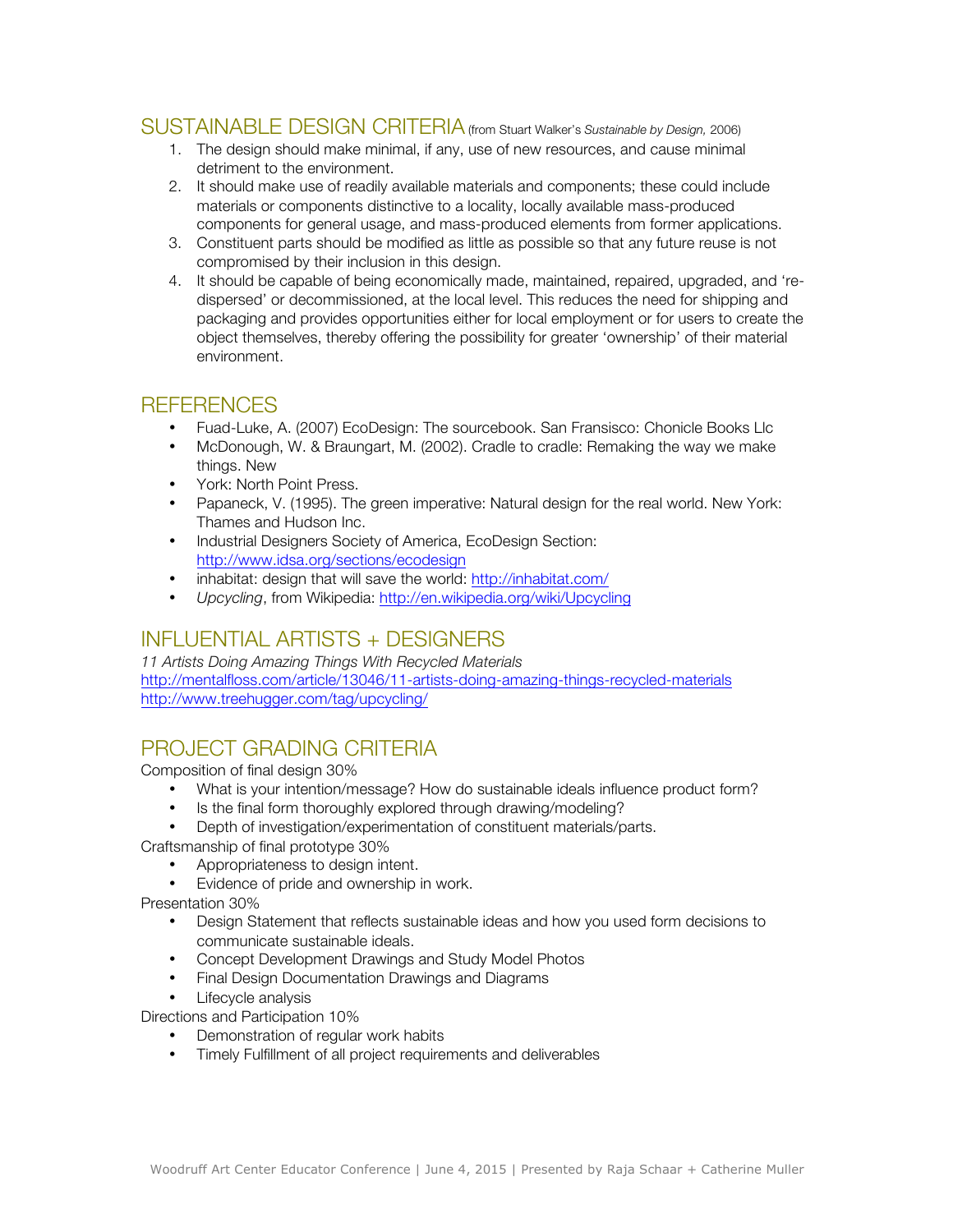## SUSTAINABLE DESIGN CRITERIA (from Stuart Walker's *Sustainable by Design,* 2006)

1. The design should make minimal, if any, use of new resources, and cause minimal detriment to the environment.
2. It should make use of readily available materials and components; these could include materials or components distinctive to a locality, locally available mass-produced components for general usage, and mass-produced elements from former applications.
3. Constituent parts should be modified as little as possible so that any future reuse is not compromised by their inclusion in this design.
4. It should be capable of being economically made, maintained, repaired, upgraded, and 're-dispersed' or decommissioned, at the local level. This reduces the need for shipping and packaging and provides opportunities either for local employment or for users to create the object themselves, thereby offering the possibility for greater 'ownership' of their material environment.

## REFERENCES

- Fuad-Luke, A. (2007) EcoDesign: The sourcebook. San Fransisco: Chonicle Books Llc
- McDonough, W. & Braungart, M. (2002). Cradle to cradle: Remaking the way we make things. New
- York: North Point Press.
- Papaneck, V. (1995). The green imperative: Natural design for the real world. New York: Thames and Hudson Inc.
- Industrial Designers Society of America, EcoDesign Section: http://www.idsa.org/sections/ecodesign
- inhabitat: design that will save the world: http://inhabitat.com/
- *Upcycling*, from Wikipedia: http://en.wikipedia.org/wiki/Upcycling

## INFLUENTIAL ARTISTS + DESIGNERS

*11 Artists Doing Amazing Things With Recycled Materials*
http://mentalfloss.com/article/13046/11-artists-doing-amazing-things-recycled-materials
http://www.treehugger.com/tag/upcycling/

## PROJECT GRADING CRITERIA

Composition of final design 30%

- What is your intention/message? How do sustainable ideals influence product form?
- Is the final form thoroughly explored through drawing/modeling?
- Depth of investigation/experimentation of constituent materials/parts.

Craftsmanship of final prototype 30%

- Appropriateness to design intent.
- Evidence of pride and ownership in work.

Presentation 30%

- Design Statement that reflects sustainable ideas and how you used form decisions to communicate sustainable ideals.
- Concept Development Drawings and Study Model Photos
- Final Design Documentation Drawings and Diagrams
- Lifecycle analysis

Directions and Participation 10%

- Demonstration of regular work habits
- Timely Fulfillment of all project requirements and deliverables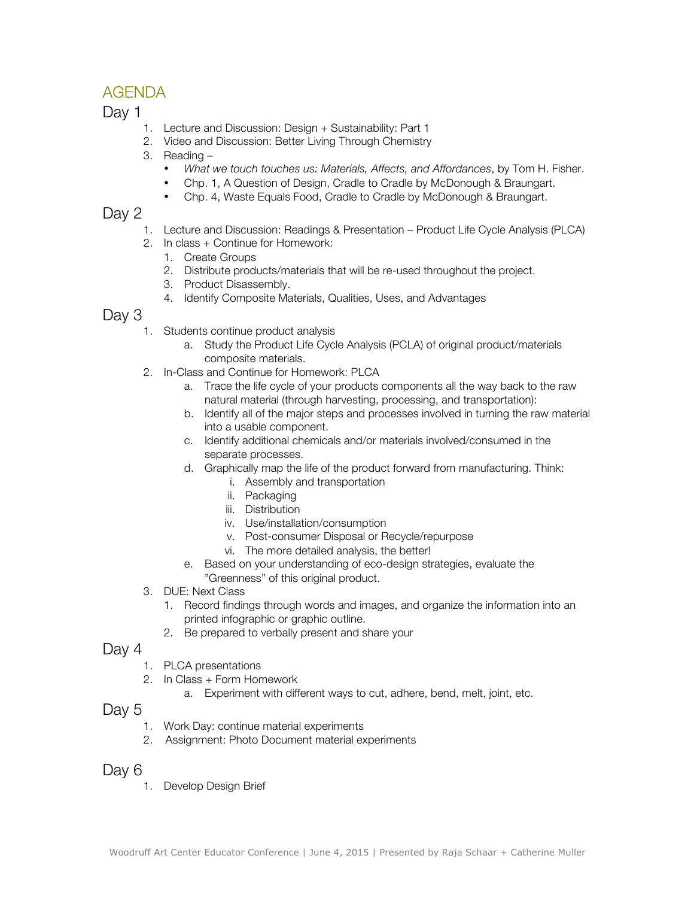# AGENDA

## Day 1

1. Lecture and Discussion: Design + Sustainability: Part 1
2. Video and Discussion: Better Living Through Chemistry
3. Reading –
   - *What we touch touches us: Materials, Affects, and Affordances*, by Tom H. Fisher.
   - Chp. 1, A Question of Design, Cradle to Cradle by McDonough & Braungart.
   - Chp. 4, Waste Equals Food, Cradle to Cradle by McDonough & Braungart.

## Day 2

1. Lecture and Discussion: Readings & Presentation – Product Life Cycle Analysis (PLCA)
2. In class + Continue for Homework:
   1. Create Groups
   2. Distribute products/materials that will be re-used throughout the project.
   3. Product Disassembly.
   4. Identify Composite Materials, Qualities, Uses, and Advantages

## Day 3

1. Students continue product analysis
   a. Study the Product Life Cycle Analysis (PCLA) of original product/materials composite materials.
2. In-Class and Continue for Homework: PLCA
   a. Trace the life cycle of your products components all the way back to the raw natural material (through harvesting, processing, and transportation):
   b. Identify all of the major steps and processes involved in turning the raw material into a usable component.
   c. Identify additional chemicals and/or materials involved/consumed in the separate processes.
   d. Graphically map the life of the product forward from manufacturing. Think:
      i. Assembly and transportation
      ii. Packaging
      iii. Distribution
      iv. Use/installation/consumption
      v. Post-consumer Disposal or Recycle/repurpose
      vi. The more detailed analysis, the better!
   e. Based on your understanding of eco-design strategies, evaluate the "Greenness" of this original product.
3. DUE: Next Class
   1. Record findings through words and images, and organize the information into an printed infographic or graphic outline.
   2. Be prepared to verbally present and share your

## Day 4

1. PLCA presentations
2. In Class + Form Homework
   a. Experiment with different ways to cut, adhere, bend, melt, joint, etc.

## Day 5

1. Work Day: continue material experiments
2. Assignment: Photo Document material experiments

## Day 6

1. Develop Design Brief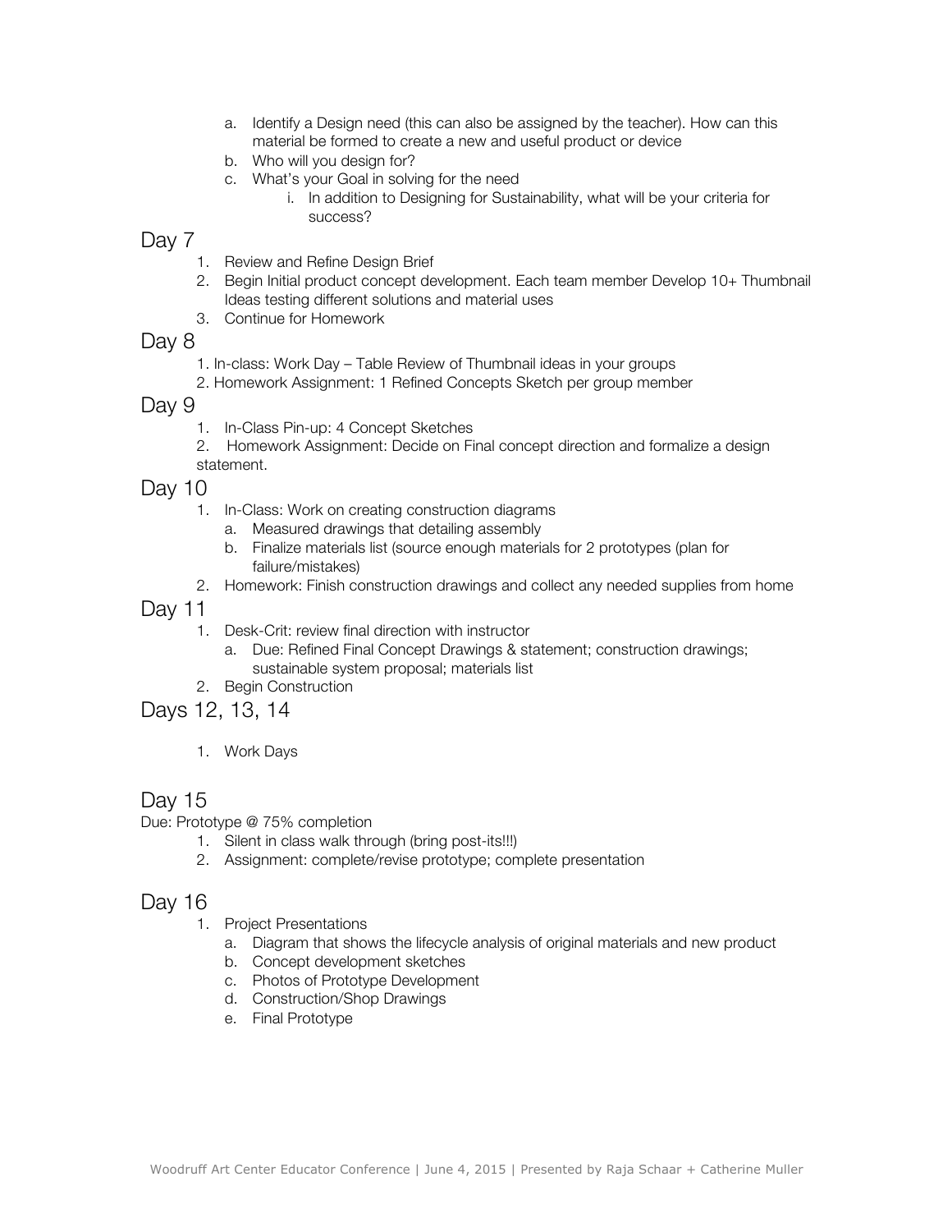a. Identify a Design need (this can also be assigned by the teacher). How can this material be formed to create a new and useful product or device
   b. Who will you design for?
   c. What's your Goal in solving for the need
      i. In addition to Designing for Sustainability, what will be your criteria for success?

## Day 7

1. Review and Refine Design Brief
2. Begin Initial product concept development. Each team member Develop 10+ Thumbnail Ideas testing different solutions and material uses
3. Continue for Homework

## Day 8

1. In-class: Work Day – Table Review of Thumbnail ideas in your groups
2. Homework Assignment: 1 Refined Concepts Sketch per group member

## Day 9

1. In-Class Pin-up: 4 Concept Sketches
2. Homework Assignment: Decide on Final concept direction and formalize a design statement.

## Day 10

1. In-Class: Work on creating construction diagrams
   a. Measured drawings that detailing assembly
   b. Finalize materials list (source enough materials for 2 prototypes (plan for failure/mistakes)
2. Homework: Finish construction drawings and collect any needed supplies from home

## Day 11

1. Desk-Crit: review final direction with instructor
   a. Due: Refined Final Concept Drawings & statement; construction drawings; sustainable system proposal; materials list
2. Begin Construction

## Days 12, 13, 14

1. Work Days

## Day 15

Due: Prototype @ 75% completion

1. Silent in class walk through (bring post-its!!!)
2. Assignment: complete/revise prototype; complete presentation

## Day 16

1. Project Presentations
   a. Diagram that shows the lifecycle analysis of original materials and new product
   b. Concept development sketches
   c. Photos of Prototype Development
   d. Construction/Shop Drawings
   e. Final Prototype